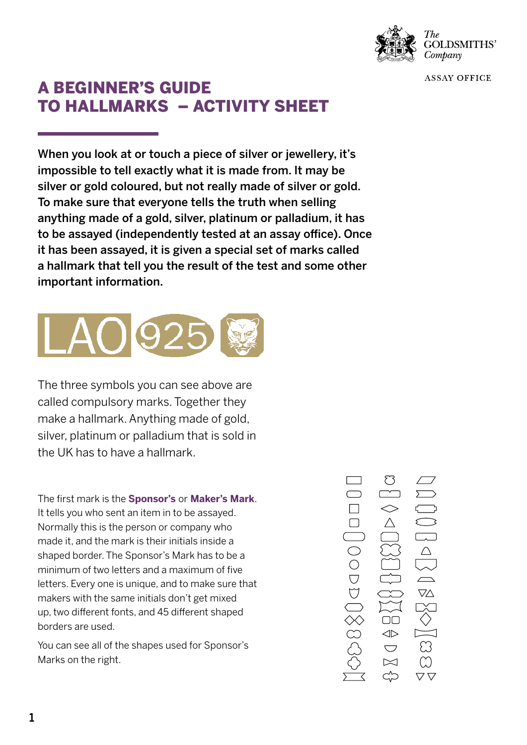The GOLDSMITHS' Company

ASSAY OFFICE

# A BEGINNER'S GUIDE TO HALLMARKS – ACTIVITY SHEET

**When you look at or touch a piece of silver or jewellery, it's impossible to tell exactly what it is made from. It may be silver or gold coloured, but not really made of silver or gold. To make sure that everyone tells the truth when selling anything made of a gold, silver, platinum or palladium, it has to be assayed (independently tested at an assay office). Once it has been assayed, it is given a special set of marks called a hallmark that tell you the result of the test and some other important information.**

LAO 925

The three symbols you can see above are called compulsory marks. Together they make a hallmark. Anything made of gold, silver, platinum or palladium that is sold in the UK has to have a hallmark.

The first mark is the **Sponsor's** or **Maker's Mark**. It tells you who sent an item in to be assayed. Normally this is the person or company who made it, and the mark is their initials inside a shaped border. The Sponsor's Mark has to be a minimum of two letters and a maximum of five letters. Every one is unique, and to make sure that makers with the same initials don't get mixed up, two different fonts, and 45 different shaped borders are used.

You can see all of the shapes used for Sponsor's Marks on the right.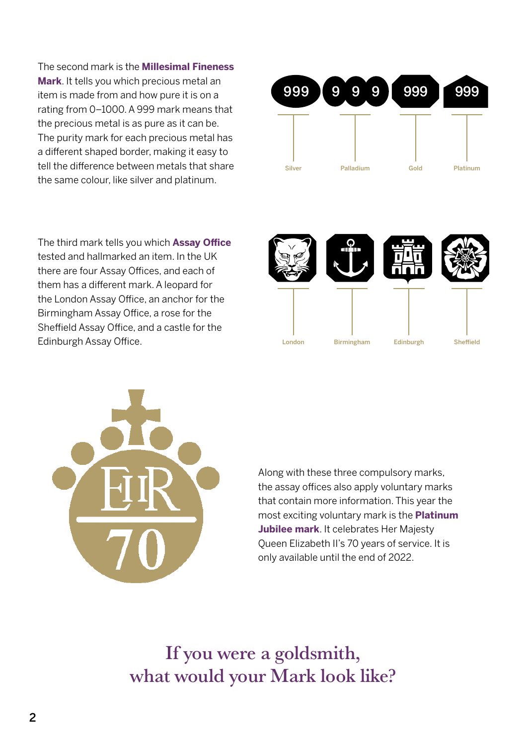The second mark is the **Millesimal Fineness Mark**. It tells you which precious metal an item is made from and how pure it is on a rating from 0–1000. A 999 mark means that the precious metal is as pure as it can be. The purity mark for each precious metal has a different shaped border, making it easy to tell the difference between metals that share the same colour, like silver and platinum.

999 — Silver
9 9 9 — Palladium
999 — Gold
999 — Platinum

The third mark tells you which **Assay Office** tested and hallmarked an item. In the UK there are four Assay Offices, and each of them has a different mark. A leopard for the London Assay Office, an anchor for the Birmingham Assay Office, a rose for the Sheffield Assay Office, and a castle for the Edinburgh Assay Office.

London · Birmingham · Edinburgh · Sheffield

EIIR 70

Along with these three compulsory marks, the assay offices also apply voluntary marks that contain more information. This year the most exciting voluntary mark is the **Platinum Jubilee mark**. It celebrates Her Majesty Queen Elizabeth II's 70 years of service. It is only available until the end of 2022.

## If you were a goldsmith, what would your Mark look like?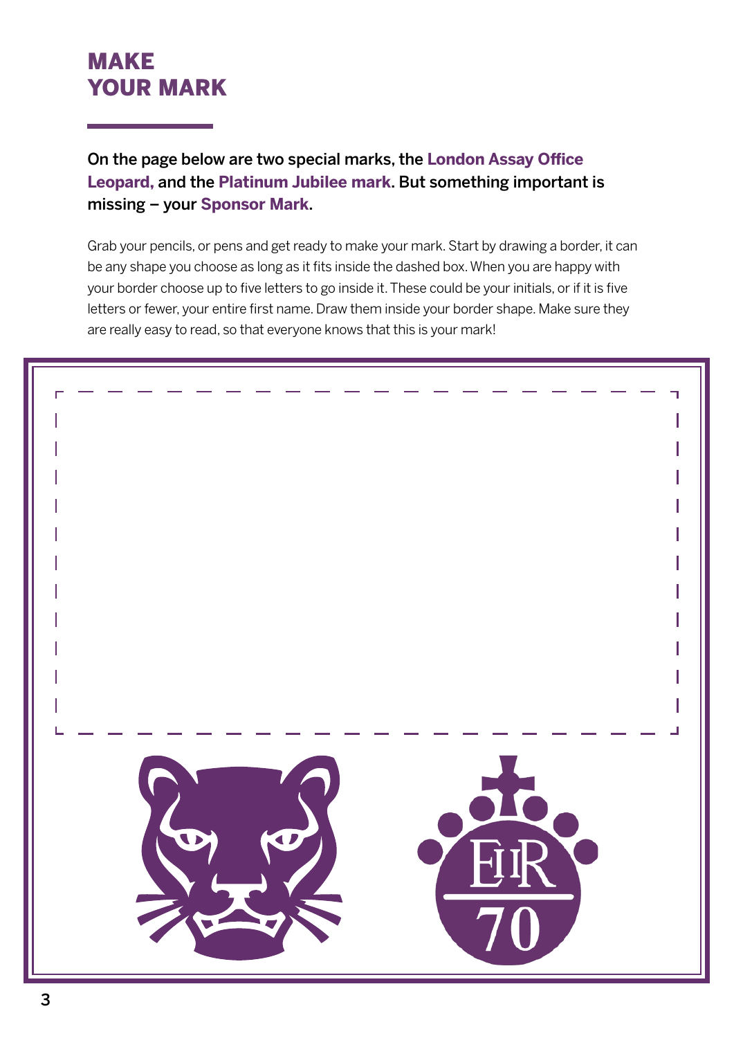# MAKE YOUR MARK

**On the page below are two special marks, the London Assay Office Leopard, and the Platinum Jubilee mark. But something important is missing – your Sponsor Mark.**

Grab your pencils, or pens and get ready to make your mark. Start by drawing a border, it can be any shape you choose as long as it fits inside the dashed box. When you are happy with your border choose up to five letters to go inside it. These could be your initials, or if it is five letters or fewer, your entire first name. Draw them inside your border shape. Make sure they are really easy to read, so that everyone knows that this is your mark!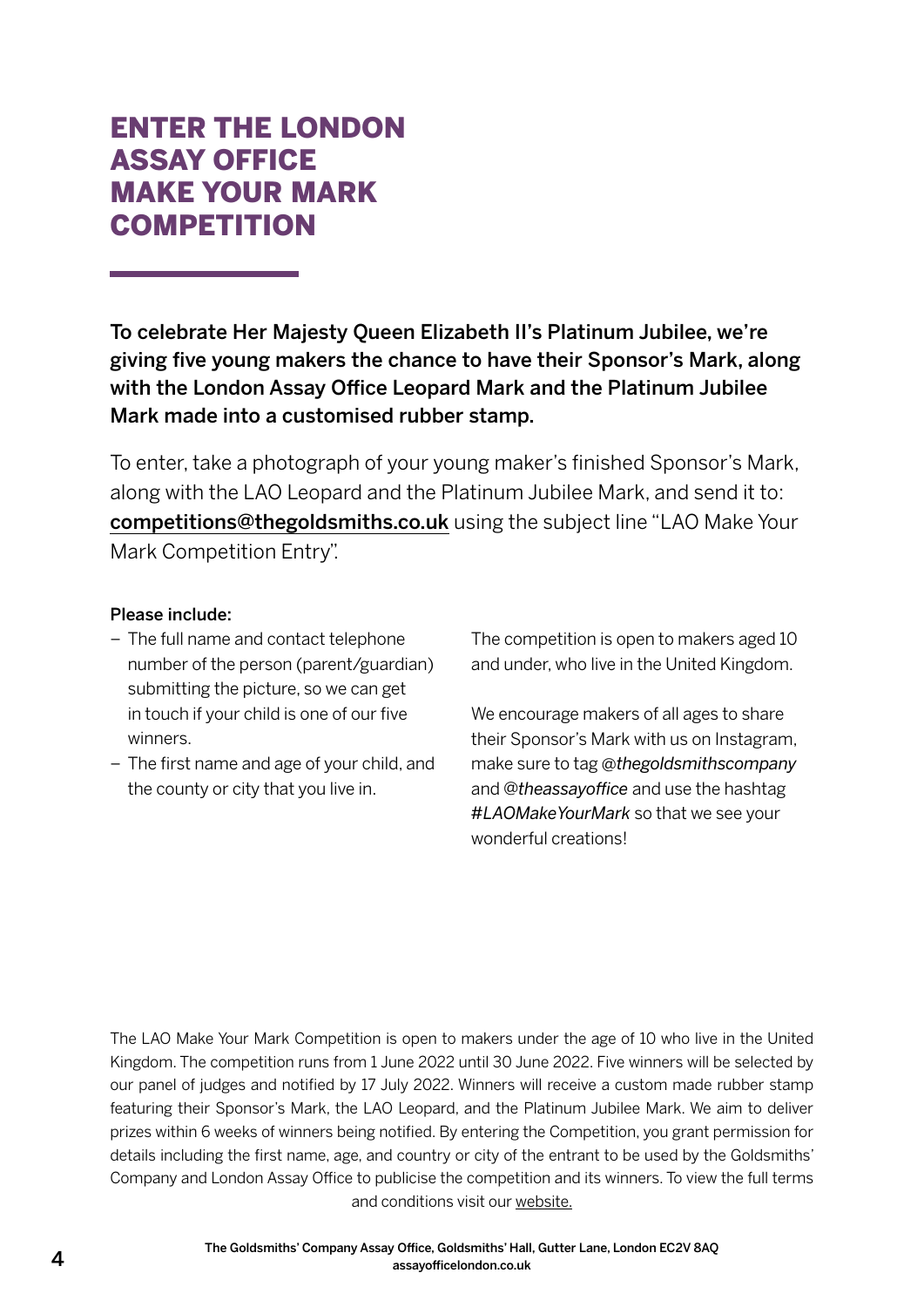# ENTER THE LONDON ASSAY OFFICE MAKE YOUR MARK COMPETITION

**To celebrate Her Majesty Queen Elizabeth II's Platinum Jubilee, we're giving five young makers the chance to have their Sponsor's Mark, along with the London Assay Office Leopard Mark and the Platinum Jubilee Mark made into a customised rubber stamp.**

To enter, take a photograph of your young maker's finished Sponsor's Mark, along with the LAO Leopard and the Platinum Jubilee Mark, and send it to: **competitions@thegoldsmiths.co.uk** using the subject line "LAO Make Your Mark Competition Entry".

Please include:

- The full name and contact telephone number of the person (parent/guardian) submitting the picture, so we can get in touch if your child is one of our five winners.
- The first name and age of your child, and the county or city that you live in.

The competition is open to makers aged 10 and under, who live in the United Kingdom.

We encourage makers of all ages to share their Sponsor's Mark with us on Instagram, make sure to tag *@thegoldsmithscompany* and *@theassayoffice* and use the hashtag *#LAOMakeYourMark* so that we see your wonderful creations!

The LAO Make Your Mark Competition is open to makers under the age of 10 who live in the United Kingdom. The competition runs from 1 June 2022 until 30 June 2022. Five winners will be selected by our panel of judges and notified by 17 July 2022. Winners will receive a custom made rubber stamp featuring their Sponsor's Mark, the LAO Leopard, and the Platinum Jubilee Mark. We aim to deliver prizes within 6 weeks of winners being notified. By entering the Competition, you grant permission for details including the first name, age, and country or city of the entrant to be used by the Goldsmiths' Company and London Assay Office to publicise the competition and its winners. To view the full terms and conditions visit our website.

The Goldsmiths' Company Assay Office, Goldsmiths' Hall, Gutter Lane, London EC2V 8AQ
assayofficelondon.co.uk